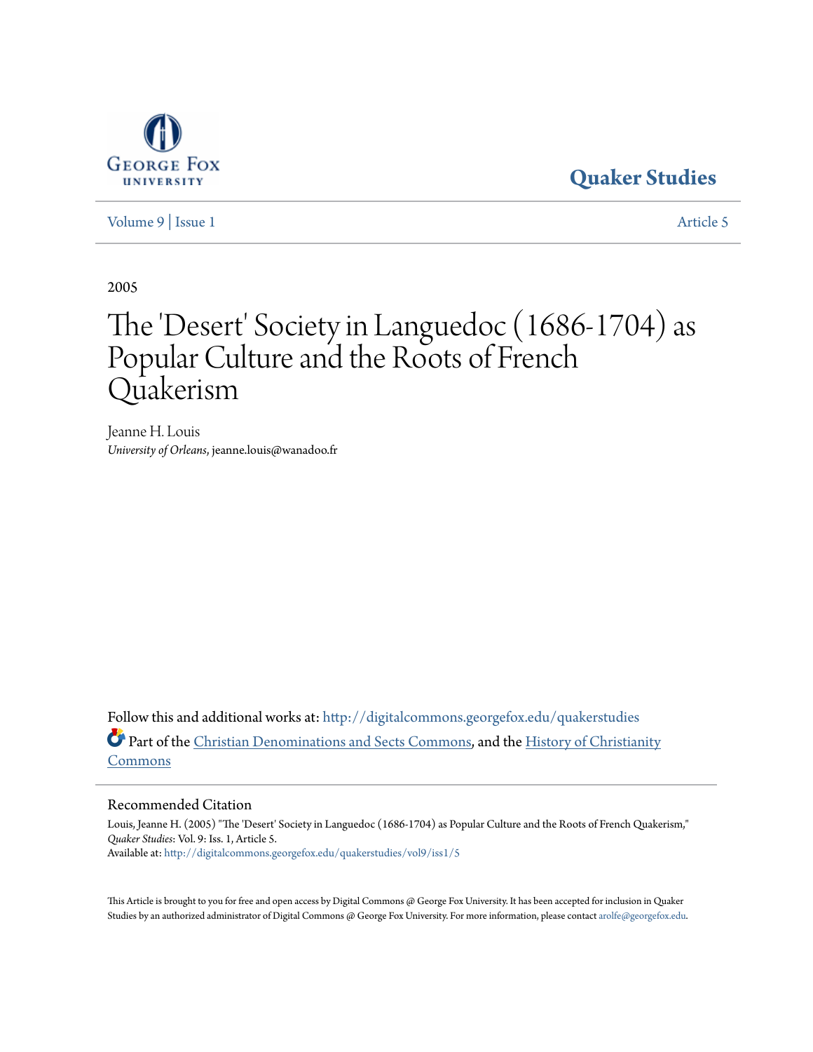George Fox University

Quaker Studies

Volume 9 | Issue 1

Article 5

2005

# The 'Desert' Society in Languedoc (1686-1704) as Popular Culture and the Roots of French Quakerism

Jeanne H. Louis
*University of Orleans*, jeanne.louis@wanadoo.fr

Follow this and additional works at: http://digitalcommons.georgefox.edu/quakerstudies

Part of the Christian Denominations and Sects Commons, and the History of Christianity Commons

## Recommended Citation

Louis, Jeanne H. (2005) "The 'Desert' Society in Languedoc (1686-1704) as Popular Culture and the Roots of French Quakerism," *Quaker Studies*: Vol. 9: Iss. 1, Article 5.
Available at: http://digitalcommons.georgefox.edu/quakerstudies/vol9/iss1/5

This Article is brought to you for free and open access by Digital Commons @ George Fox University. It has been accepted for inclusion in Quaker Studies by an authorized administrator of Digital Commons @ George Fox University. For more information, please contact arolfe@georgefox.edu.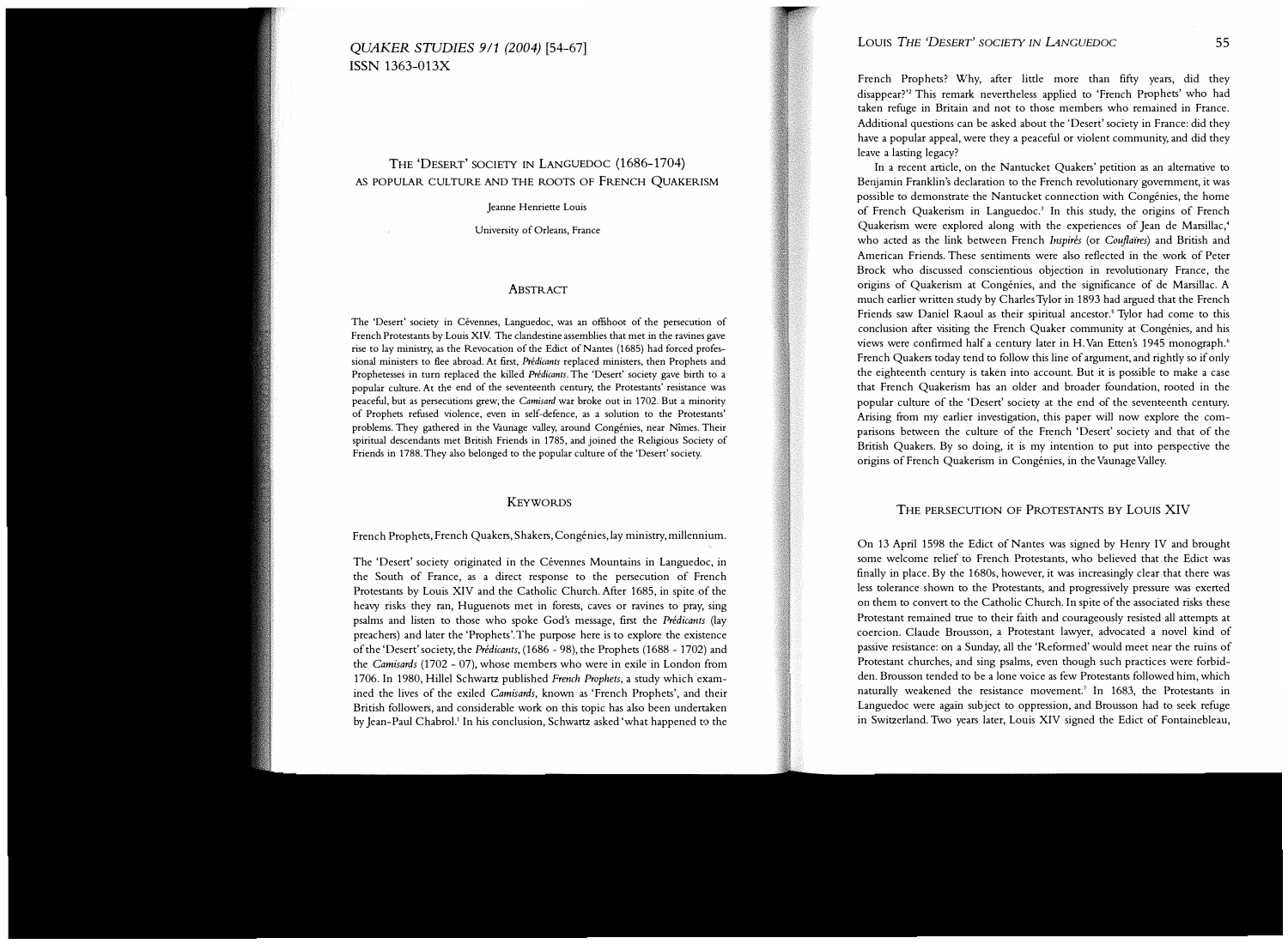# The 'Desert' society in Languedoc (1686-1704) as popular culture and the roots of French Quakerism

Jeanne Henriette Louis

University of Orleans, France

## Abstract

The 'Desert' society in Cévennes, Languedoc, was an offshoot of the persecution of French Protestants by Louis XIV. The clandestine assemblies that met in the ravines gave rise to lay ministry, as the Revocation of the Edict of Nantes (1685) had forced professional ministers to flee abroad. At first, *Prédicants* replaced ministers, then Prophets and Prophetesses in turn replaced the killed *Prédicants*. The 'Desert' society gave birth to a popular culture. At the end of the seventeenth century, the Protestants' resistance was peaceful, but as persecutions grew, the *Camisard* war broke out in 1702. But a minority of Prophets refused violence, even in self-defence, as a solution to the Protestants' problems. They gathered in the Vaunage valley, around Congénies, near Nîmes. Their spiritual descendants met British Friends in 1785, and joined the Religious Society of Friends in 1788. They also belonged to the popular culture of the 'Desert' society.

## Keywords

French Prophets, French Quakers, Shakers, Congénies, lay ministry, millennium.

The 'Desert' society originated in the Cévennes Mountains in Languedoc, in the South of France, as a direct response to the persecution of French Protestants by Louis XIV and the Catholic Church. After 1685, in spite of the heavy risks they ran, Huguenots met in forests, caves or ravines to pray, sing psalms and listen to those who spoke God's message, first the *Prédicants* (lay preachers) and later the 'Prophets'. The purpose here is to explore the existence of the 'Desert' society, the *Prédicants*, (1686 - 98), the Prophets (1688 - 1702) and the *Camisards* (1702 - 07), whose members who were in exile in London from 1706. In 1980, Hillel Schwartz published *French Prophets*, a study which examined the lives of the exiled *Camisards*, known as 'French Prophets', and their British followers, and considerable work on this topic has also been undertaken by Jean-Paul Chabrol.[1] In his conclusion, Schwartz asked 'what happened to the French Prophets? Why, after little more than fifty years, did they disappear?'[2] This remark nevertheless applied to 'French Prophets' who had taken refuge in Britain and not to those members who remained in France. Additional questions can be asked about the 'Desert' society in France: did they have a popular appeal, were they a peaceful or violent community, and did they leave a lasting legacy?

In a recent article, on the Nantucket Quakers' petition as an alternative to Benjamin Franklin's declaration to the French revolutionary government, it was possible to demonstrate the Nantucket connection with Congénies, the home of French Quakerism in Languedoc.[3] In this study, the origins of French Quakerism were explored along with the experiences of Jean de Marsillac,[4] who acted as the link between French *Inspirés* (or *Couflaires*) and British and American Friends. These sentiments were also reflected in the work of Peter Brock who discussed conscientious objection in revolutionary France, the origins of Quakerism at Congénies, and the significance of de Marsillac. A much earlier written study by Charles Tylor in 1893 had argued that the French Friends saw Daniel Raoul as their spiritual ancestor.[5] Tylor had come to this conclusion after visiting the French Quaker community at Congénies, and his views were confirmed half a century later in H. Van Etten's 1945 monograph.[6] French Quakers today tend to follow this line of argument, and rightly so if only the eighteenth century is taken into account. But it is possible to make a case that French Quakerism has an older and broader foundation, rooted in the popular culture of the 'Desert' society at the end of the seventeenth century. Arising from my earlier investigation, this paper will now explore the comparisons between the culture of the French 'Desert' society and that of the British Quakers. By so doing, it is my intention to put into perspective the origins of French Quakerism in Congénies, in the Vaunage Valley.

## The persecution of Protestants by Louis XIV

On 13 April 1598 the Edict of Nantes was signed by Henry IV and brought some welcome relief to French Protestants, who believed that the Edict was finally in place. By the 1680s, however, it was increasingly clear that there was less tolerance shown to the Protestants, and progressively pressure was exerted on them to convert to the Catholic Church. In spite of the associated risks these Protestant remained true to their faith and courageously resisted all attempts at coercion. Claude Brousson, a Protestant lawyer, advocated a novel kind of passive resistance: on a Sunday, all the 'Reformed' would meet near the ruins of Protestant churches, and sing psalms, even though such practices were forbidden. Brousson tended to be a lone voice as few Protestants followed him, which naturally weakened the resistance movement.[7] In 1683, the Protestants in Languedoc were again subject to oppression, and Brousson had to seek refuge in Switzerland. Two years later, Louis XIV signed the Edict of Fontainebleau,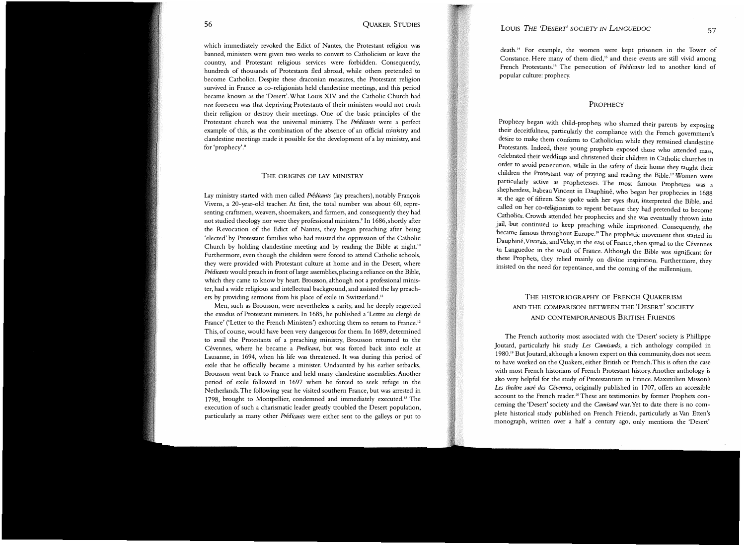which immediately revoked the Edict of Nantes, the Protestant religion was banned, ministers were given two weeks to convert to Catholicism or leave the country, and Protestant religious services were forbidden. Consequently, hundreds of thousands of Protestants fled abroad, while others pretended to become Catholics. Despite these draconian measures, the Protestant religion survived in France as co-religionists held clandestine meetings, and this period became known as the 'Desert'. What Louis XIV and the Catholic Church had not foreseen was that depriving Protestants of their ministers would not crush their religion or destroy their meetings. One of the basic principles of the Protestant church was the universal ministry. The *Prédicants* were a perfect example of this, as the combination of the absence of an official ministry and clandestine meetings made it possible for the development of a lay ministry, and for 'prophecy'.[8]

## The origins of lay ministry

Lay ministry started with men called *Prédicants* (lay preachers), notably François Vivens, a 20-year-old teacher. At first, the total number was about 60, representing craftsmen, weavers, shoemakers, and farmers, and consequently they had not studied theology nor were they professional ministers.[9] In 1686, shortly after the Revocation of the Edict of Nantes, they began preaching after being 'elected' by Protestant families who had resisted the oppression of the Catholic Church by holding clandestine meeting and by reading the Bible at night.[10] Furthermore, even though the children were forced to attend Catholic schools, they were provided with Protestant culture at home and in the Desert, where *Prédicants* would preach in front of large assemblies, placing a reliance on the Bible, which they came to know by heart. Brousson, although not a professional minister, had a wide religious and intellectual background, and assisted the lay preachers by providing sermons from his place of exile in Switzerland.[11]

Men, such as Brousson, were nevertheless a rarity, and he deeply regretted the exodus of Protestant ministers. In 1685, he published a 'Lettre au clergé de France' ('Letter to the French Ministers') exhorting them to return to France.[12] This, of course, would have been very dangerous for them. In 1689, determined to avail the Protestants of a preaching ministry, Brousson returned to the Cévennes, where he became a *Predicant*, but was forced back into exile at Lausanne, in 1694, when his life was threatened. It was during this period of exile that he officially became a minister. Undaunted by his earlier setbacks, Brousson went back to France and held many clandestine assemblies. Another period of exile followed in 1697 when he forced to seek refuge in the Netherlands. The following year he visited southern France, but was arrested in 1798, brought to Montpellier, condemned and immediately executed.[13] The execution of such a charismatic leader greatly troubled the Desert population, particularly as many other *Prédicants* were either sent to the galleys or put to death.[14] For example, the women were kept prisoners in the Tower of Constance. Here many of them died,[15] and these events are still vivid among French Protestants.[16] The persecution of *Prédicants* led to another kind of popular culture: prophecy.

## Prophecy

Prophecy began with child-prophets who shamed their parents by exposing their deceitfulness, particularly the compliance with the French government's desire to make them conform to Catholicism while they remained clandestine Protestants. Indeed, these young prophets exposed those who attended mass, celebrated their weddings and christened their children in Catholic churches in order to avoid persecution, while in the safety of their home they taught their children the Protestant way of praying and reading the Bible.[17] Women were particularly active as prophetesses. The most famous Prophetess was a shepherdess, Isabeau Vincent in Dauphiné, who began her prophecies in 1688 at the age of fifteen. She spoke with her eyes shut, interpreted the Bible, and called on her co-religionists to repent because they had pretended to become Catholics. Crowds attended her prophecies and she was eventually thrown into jail, but continued to keep preaching while imprisoned. Consequently, she became famous throughout Europe.[18] The prophetic movement thus started in Dauphiné, Vivarais, and Velay, in the east of France, then spread to the Cévennes in Languedoc in the south of France. Although the Bible was significant for these Prophets, they relied mainly on divine inspiration. Furthermore, they insisted on the need for repentance, and the coming of the millennium.

## The historiography of French Quakerism and the comparison between the 'Desert' society and contemporaneous British Friends

The French authority most associated with the 'Desert' society is Phillippe Joutard, particularly his study *Les Camisards*, a rich anthology compiled in 1980.[19] But Joutard, although a known expert on this community, does not seem to have worked on the Quakers, either British or French. This is often the case with most French historians of French Protestant history. Another anthology is also very helpful for the study of Protestantism in France. Maximilien Misson's *Les theâtre sacré des Cévennes*, originally published in 1707, offers an accessible account to the French reader.[20] These are testimonies by former Prophets concerning the 'Desert' society and the *Camisard* war. Yet to date there is no complete historical study published on French Friends, particularly as Van Etten's monograph, written over a half a century ago, only mentions the 'Desert'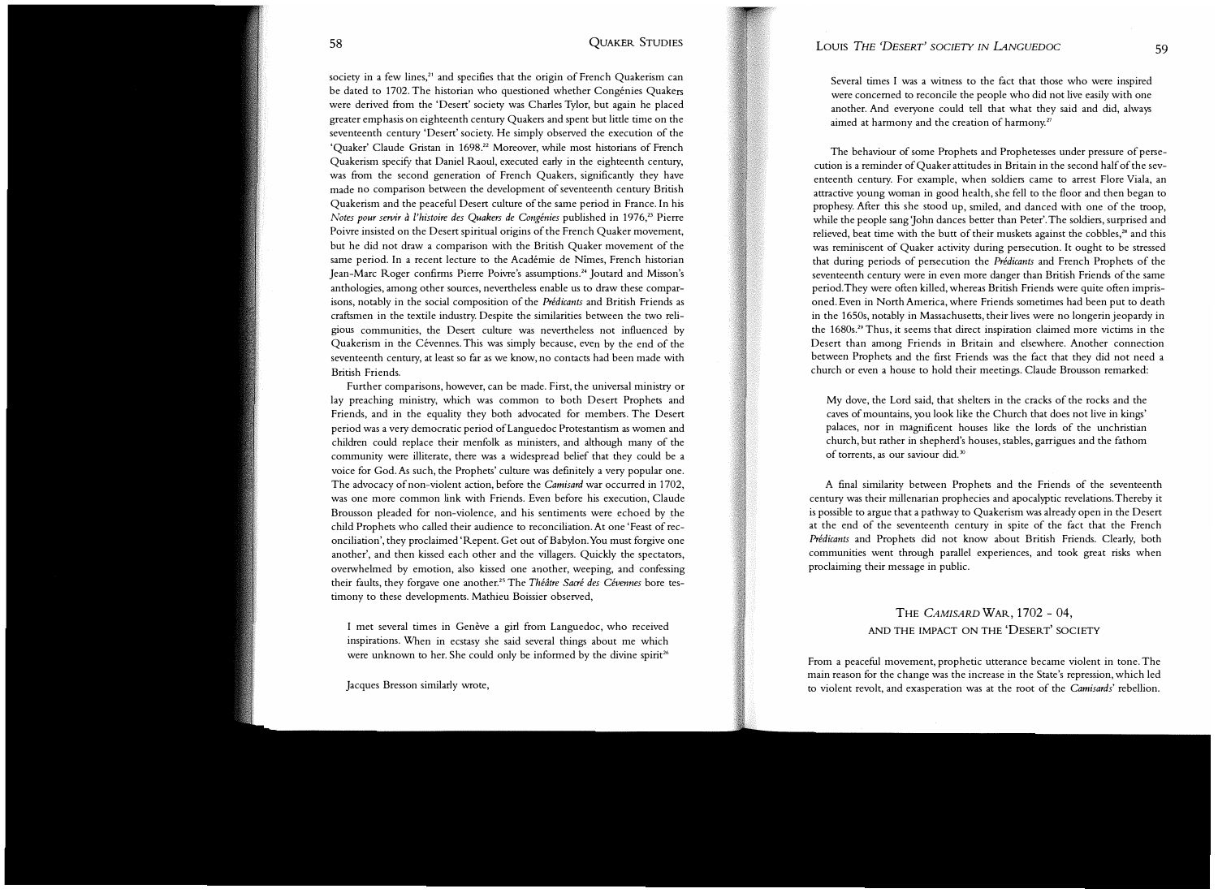society in a few lines,[21] and specifies that the origin of French Quakerism can be dated to 1702. The historian who questioned whether Congénies Quakers were derived from the 'Desert' society was Charles Tylor, but again he placed greater emphasis on eighteenth century Quakers and spent but little time on the seventeenth century 'Desert' society. He simply observed the execution of the 'Quaker' Claude Gristan in 1698.[22] Moreover, while most historians of French Quakerism specify that Daniel Raoul, executed early in the eighteenth century, was from the second generation of French Quakers, significantly they have made no comparison between the development of seventeenth century British Quakerism and the peaceful Desert culture of the same period in France. In his *Notes pour servir à l'histoire des Quakers de Congénies* published in 1976,[23] Pierre Poivre insisted on the Desert spiritual origins of the French Quaker movement, but he did not draw a comparison with the British Quaker movement of the same period. In a recent lecture to the Académie de Nîmes, French historian Jean-Marc Roger confirms Pierre Poivre's assumptions.[24] Joutard and Misson's anthologies, among other sources, nevertheless enable us to draw these comparisons, notably in the social composition of the *Prédicants* and British Friends as craftsmen in the textile industry. Despite the similarities between the two religious communities, the Desert culture was nevertheless not influenced by Quakerism in the Cévennes. This was simply because, even by the end of the seventeenth century, at least so far as we know, no contacts had been made with British Friends.

Further comparisons, however, can be made. First, the universal ministry or lay preaching ministry, which was common to both Desert Prophets and Friends, and in the equality they both advocated for members. The Desert period was a very democratic period of Languedoc Protestantism as women and children could replace their menfolk as ministers, and although many of the community were illiterate, there was a widespread belief that they could be a voice for God. As such, the Prophets' culture was definitely a very popular one. The advocacy of non-violent action, before the *Camisard* war occurred in 1702, was one more common link with Friends. Even before his execution, Claude Brousson pleaded for non-violence, and his sentiments were echoed by the child Prophets who called their audience to reconciliation. At one 'Feast of reconciliation', they proclaimed 'Repent. Get out of Babylon. You must forgive one another', and then kissed each other and the villagers. Quickly the spectators, overwhelmed by emotion, also kissed one another, weeping, and confessing their faults, they forgave one another.[25] The *Théâtre Sacré des Cévennes* bore testimony to these developments. Mathieu Boissier observed,

> I met several times in Genève a girl from Languedoc, who received inspirations. When in ecstasy she said several things about me which were unknown to her. She could only be informed by the divine spirit[26]

Jacques Bresson similarly wrote,

> Several times I was a witness to the fact that those who were inspired were concerned to reconcile the people who did not live easily with one another. And everyone could tell that what they said and did, always aimed at harmony and the creation of harmony.[27]

The behaviour of some Prophets and Prophetesses under pressure of persecution is a reminder of Quaker attitudes in Britain in the second half of the seventeenth century. For example, when soldiers came to arrest Flore Viala, an attractive young woman in good health, she fell to the floor and then began to prophesy. After this she stood up, smiled, and danced with one of the troop, while the people sang 'John dances better than Peter'. The soldiers, surprised and relieved, beat time with the butt of their muskets against the cobbles,[28] and this was reminiscent of Quaker activity during persecution. It ought to be stressed that during periods of persecution the *Prédicants* and French Prophets of the seventeenth century were in even more danger than British Friends of the same period. They were often killed, whereas British Friends were quite often imprisoned. Even in North America, where Friends sometimes had been put to death in the 1650s, notably in Massachusetts, their lives were no longerin jeopardy in the 1680s.[29] Thus, it seems that direct inspiration claimed more victims in the Desert than among Friends in Britain and elsewhere. Another connection between Prophets and the first Friends was the fact that they did not need a church or even a house to hold their meetings. Claude Brousson remarked:

> My dove, the Lord said, that shelters in the cracks of the rocks and the caves of mountains, you look like the Church that does not live in kings' palaces, nor in magnificent houses like the lords of the unchristian church, but rather in shepherd's houses, stables, garrigues and the fathom of torrents, as our saviour did.[30]

A final similarity between Prophets and the Friends of the seventeenth century was their millenarian prophecies and apocalyptic revelations. Thereby it is possible to argue that a pathway to Quakerism was already open in the Desert at the end of the seventeenth century in spite of the fact that the French *Prédicants* and Prophets did not know about British Friends. Clearly, both communities went through parallel experiences, and took great risks when proclaiming their message in public.

## The *Camisard* War, 1702 - 04, and the Impact on the 'Desert' Society

From a peaceful movement, prophetic utterance became violent in tone. The main reason for the change was the increase in the State's repression, which led to violent revolt, and exasperation was at the root of the *Camisards*' rebellion.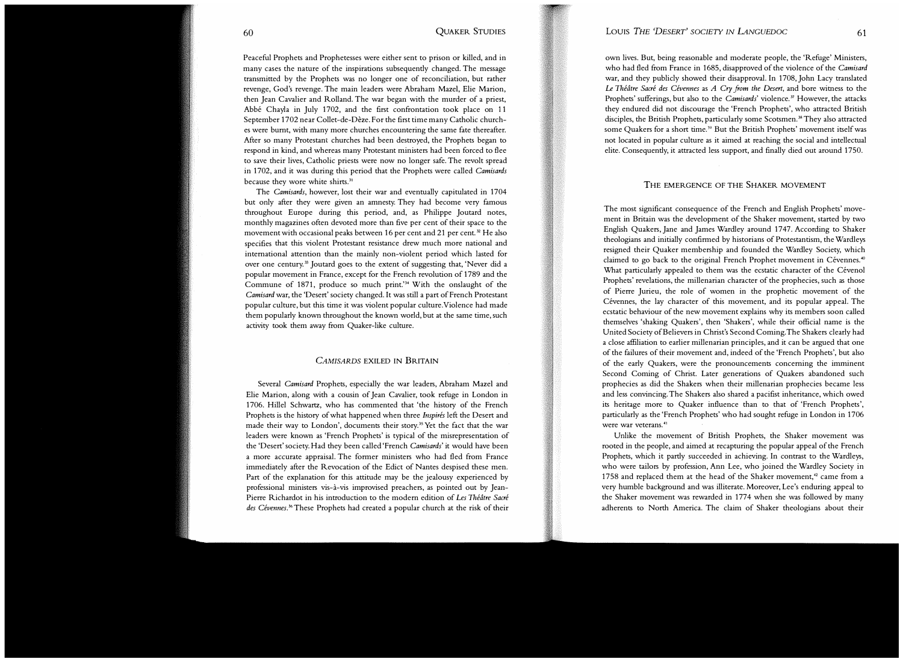Peaceful Prophets and Prophetesses were either sent to prison or killed, and in many cases the nature of the inspirations subsequently changed. The message transmitted by the Prophets was no longer one of reconciliation, but rather revenge, God's revenge. The main leaders were Abraham Mazel, Elie Marion, then Jean Cavalier and Rolland. The war began with the murder of a priest, Abbé Chayla in July 1702, and the first confrontation took place on 11 September 1702 near Collet-de-Dèze. For the first time many Catholic churches were burnt, with many more churches encountering the same fate thereafter. After so many Protestant churches had been destroyed, the Prophets began to respond in kind, and whereas many Protestant ministers had been forced to flee to save their lives, Catholic priests were now no longer safe. The revolt spread in 1702, and it was during this period that the Prophets were called *Camisards* because they wore white shirts.[31]

The *Camisards*, however, lost their war and eventually capitulated in 1704 but only after they were given an amnesty. They had become very famous throughout Europe during this period, and, as Philippe Joutard notes, monthly magazines often devoted more than five per cent of their space to the movement with occasional peaks between 16 per cent and 21 per cent.[32] He also specifies that this violent Protestant resistance drew much more national and international attention than the mainly non-violent period which lasted for over one century.[33] Joutard goes to the extent of suggesting that, 'Never did a popular movement in France, except for the French revolution of 1789 and the Commune of 1871, produce so much print.'[34] With the onslaught of the *Camisard* war, the 'Desert' society changed. It was still a part of French Protestant popular culture, but this time it was violent popular culture. Violence had made them popularly known throughout the known world, but at the same time, such activity took them away from Quaker-like culture.

## *Camisards* exiled in Britain

Several *Camisard* Prophets, especially the war leaders, Abraham Mazel and Elie Marion, along with a cousin of Jean Cavalier, took refuge in London in 1706. Hillel Schwartz, who has commented that 'the history of the French Prophets is the history of what happened when three *Inspirés* left the Desert and made their way to London', documents their story.[35] Yet the fact that the war leaders were known as 'French Prophets' is typical of the misrepresentation of the 'Desert' society. Had they been called 'French *Camisards*' it would have been a more accurate appraisal. The former ministers who had fled from France immediately after the Revocation of the Edict of Nantes despised these men. Part of the explanation for this attitude may be the jealousy experienced by professional ministers vis-à-vis improvised preachers, as pointed out by Jean-Pierre Richardot in his introduction to the modern edition of *Les Théâtre Sacré des Cévennes*.[36] These Prophets had created a popular church at the risk of their own lives. But, being reasonable and moderate people, the 'Refuge' Ministers, who had fled from France in 1685, disapproved of the violence of the *Camisard* war, and they publicly showed their disapproval. In 1708, John Lacy translated *Le Théâtre Sacré des Cévennes* as *A Cry from the Desert*, and bore witness to the Prophets' sufferings, but also to the *Camisards'* violence.[37] However, the attacks they endured did not discourage the 'French Prophets', who attracted British disciples, the British Prophets, particularly some Scotsmen.[38] They also attracted some Quakers for a short time.[39] But the British Prophets' movement itself was not located in popular culture as it aimed at reaching the social and intellectual elite. Consequently, it attracted less support, and finally died out around 1750.

## The emergence of the Shaker movement

The most significant consequence of the French and English Prophets' movement in Britain was the development of the Shaker movement, started by two English Quakers, Jane and James Wardley around 1747. According to Shaker theologians and initially confirmed by historians of Protestantism, the Wardleys resigned their Quaker membership and founded the Wardley Society, which claimed to go back to the original French Prophet movement in Cévennes.[40] What particularly appealed to them was the ecstatic character of the Cévenol Prophets' revelations, the millenarian character of the prophecies, such as those of Pierre Jurieu, the role of women in the prophetic movement of the Cévennes, the lay character of this movement, and its popular appeal. The ecstatic behaviour of the new movement explains why its members soon called themselves 'shaking Quakers', then 'Shakers', while their official name is the United Society of Believers in Christ's Second Coming. The Shakers clearly had a close affiliation to earlier millenarian principles, and it can be argued that one of the failures of their movement and, indeed of the 'French Prophets', but also of the early Quakers, were the pronouncements concerning the imminent Second Coming of Christ. Later generations of Quakers abandoned such prophecies as did the Shakers when their millenarian prophecies became less and less convincing. The Shakers also shared a pacifist inheritance, which owed its heritage more to Quaker influence than to that of 'French Prophets', particularly as the 'French Prophets' who had sought refuge in London in 1706 were war veterans.[41]

Unlike the movement of British Prophets, the Shaker movement was rooted in the people, and aimed at recapturing the popular appeal of the French Prophets, which it partly succeeded in achieving. In contrast to the Wardleys, who were tailors by profession, Ann Lee, who joined the Wardley Society in 1758 and replaced them at the head of the Shaker movement,[42] came from a very humble background and was illiterate. Moreover, Lee's enduring appeal to the Shaker movement was rewarded in 1774 when she was followed by many adherents to North America. The claim of Shaker theologians about their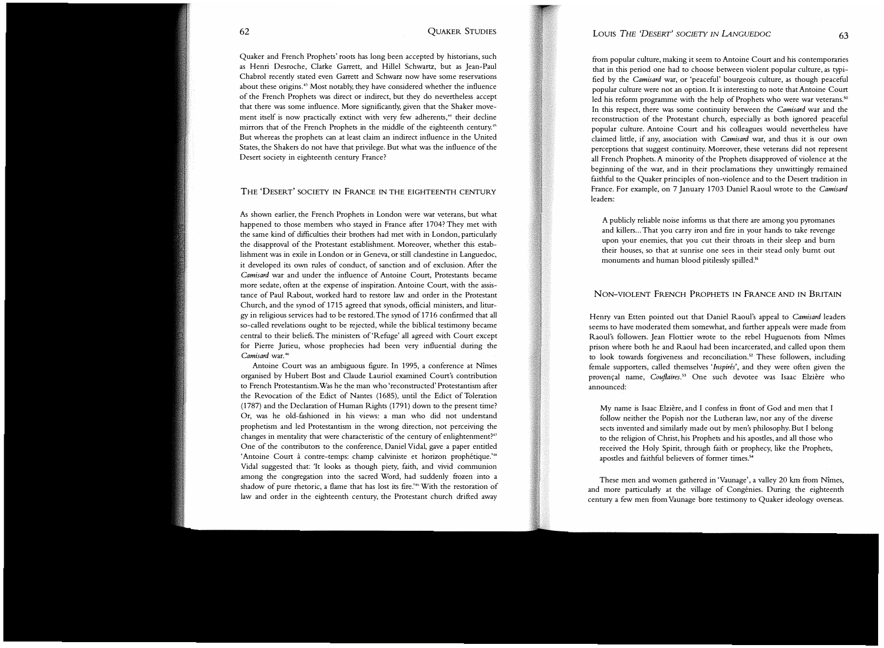Quaker and French Prophets' roots has long been accepted by historians, such as Henri Desroche, Clarke Garrett, and Hillel Schwartz, but as Jean-Paul Chabrol recently stated even Garrett and Schwarz now have some reservations about these origins.[43] Most notably, they have considered whether the influence of the French Prophets was direct or indirect, but they do nevertheless accept that there was some influence. More significantly, given that the Shaker movement itself is now practically extinct with very few adherents,[44] their decline mirrors that of the French Prophets in the middle of the eighteenth century.[45] But whereas the prophets can at least claim an indirect influence in the United States, the Shakers do not have that privilege. But what was the influence of the Desert society in eighteenth century France?

## The 'Desert' Society in France in the Eighteenth Century

As shown earlier, the French Prophets in London were war veterans, but what happened to those members who stayed in France after 1704? They met with the same kind of difficulties their brothers had met with in London, particularly the disapproval of the Protestant establishment. Moreover, whether this establishment was in exile in London or in Geneva, or still clandestine in Languedoc, it developed its own rules of conduct, of sanction and of exclusion. After the *Camisard* war and under the influence of Antoine Court, Protestants became more sedate, often at the expense of inspiration. Antoine Court, with the assistance of Paul Rabout, worked hard to restore law and order in the Protestant Church, and the synod of 1715 agreed that synods, official ministers, and liturgy in religious services had to be restored. The synod of 1716 confirmed that all so-called revelations ought to be rejected, while the biblical testimony became central to their beliefs. The ministers of 'Refuge' all agreed with Court except for Pierre Jurieu, whose prophecies had been very influential during the *Camisard* war.[46]

Antoine Court was an ambiguous figure. In 1995, a conference at Nîmes organised by Hubert Bost and Claude Lauriol examined Court's contribution to French Protestantism. Was he the man who 'reconstructed' Protestantism after the Revocation of the Edict of Nantes (1685), until the Edict of Toleration (1787) and the Declaration of Human Rights (1791) down to the present time? Or, was he old-fashioned in his views: a man who did not understand prophetism and led Protestantism in the wrong direction, not perceiving the changes in mentality that were characteristic of the century of enlightenment?[47] One of the contributors to the conference, Daniel Vidal, gave a paper entitled 'Antoine Court à contre-temps: champ calviniste et horizon prophétique.'[48] Vidal suggested that: 'It looks as though piety, faith, and vivid communion among the congregation into the sacred Word, had suddenly frozen into a shadow of pure rhetoric, a flame that has lost its fire.'[49] With the restoration of law and order in the eighteenth century, the Protestant church drifted away from popular culture, making it seem to Antoine Court and his contemporaries that in this period one had to choose between violent popular culture, as typified by the *Camisard* war, or 'peaceful' bourgeois culture, as though peaceful popular culture were not an option. It is interesting to note that Antoine Court led his reform programme with the help of Prophets who were war veterans.[50] In this respect, there was some continuity between the *Camisard* war and the reconstruction of the Protestant church, especially as both ignored peaceful popular culture. Antoine Court and his colleagues would nevertheless have claimed little, if any, association with *Camisard* war, and thus it is our own perceptions that suggest continuity. Moreover, these veterans did not represent all French Prophets. A minority of the Prophets disapproved of violence at the beginning of the war, and in their proclamations they unwittingly remained faithful to the Quaker principles of non-violence and to the Desert tradition in France. For example, on 7 January 1703 Daniel Raoul wrote to the *Camisard* leaders:

> A publicly reliable noise informs us that there are among you pyromanes and killers... That you carry iron and fire in your hands to take revenge upon your enemies, that you cut their throats in their sleep and burn their houses, so that at sunrise one sees in their stead only burnt out monuments and human blood pitilessly spilled.[51]

## Non-Violent French Prophets in France and in Britain

Henry van Etten pointed out that Daniel Raoul's appeal to *Camisard* leaders seems to have moderated them somewhat, and further appeals were made from Raoul's followers. Jean Flottier wrote to the rebel Huguenots from Nîmes prison where both he and Raoul had been incarcerated, and called upon them to look towards forgiveness and reconciliation.[52] These followers, including female supporters, called themselves '*Inspirés*', and they were often given the provençal name, *Couflaïres*.[53] One such devotee was Isaac Elzière who announced:

> My name is Isaac Elzière, and I confess in front of God and men that I follow neither the Popish nor the Lutheran law, nor any of the diverse sects invented and similarly made out by men's philosophy. But I belong to the religion of Christ, his Prophets and his apostles, and all those who received the Holy Spirit, through faith or prophecy, like the Prophets, apostles and faithful believers of former times.[54]

These men and women gathered in 'Vaunage', a valley 20 km from Nîmes, and more particularly at the village of Congénies. During the eighteenth century a few men from Vaunage bore testimony to Quaker ideology overseas.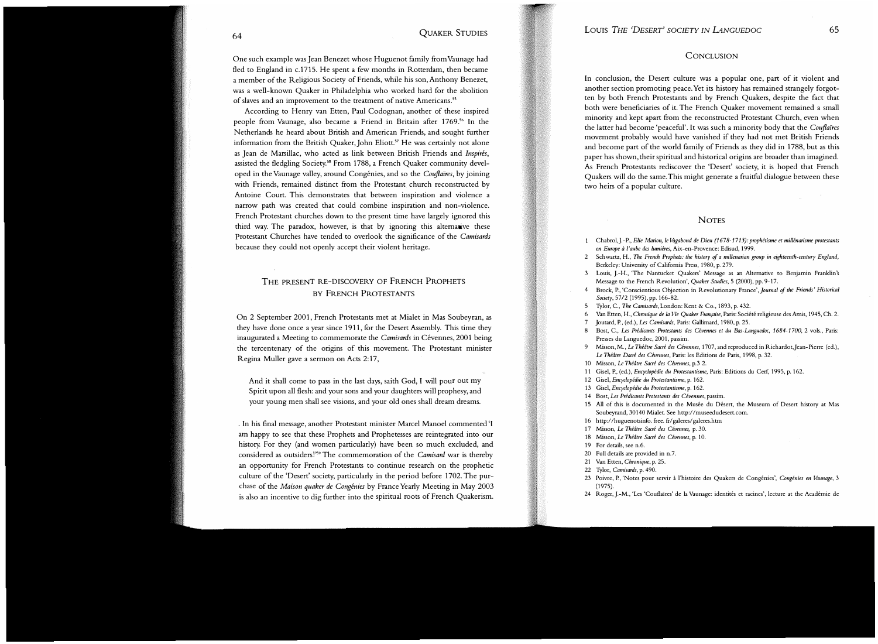One such example was Jean Benezet whose Huguenot family from Vaunage had fled to England in c.1715. He spent a few months in Rotterdam, then became a member of the Religious Society of Friends, while his son, Anthony Benezet, was a well-known Quaker in Philadelphia who worked hard for the abolition of slaves and an improvement to the treatment of native Americans.[55]

According to Henry van Etten, Paul Codognan, another of these inspired people from Vaunage, also became a Friend in Britain after 1769.[56] In the Netherlands he heard about British and American Friends, and sought further information from the British Quaker, John Eliott.[57] He was certainly not alone as Jean de Marsillac, who acted as link between British Friends and *Inspirés*, assisted the fledgling Society.[58] From 1788, a French Quaker community developed in the Vaunage valley, around Congénies, and so the *Couflaires*, by joining with Friends, remained distinct from the Protestant church reconstructed by Antoine Court. This demonstrates that between inspiration and violence a narrow path was created that could combine inspiration and non-violence. French Protestant churches down to the present time have largely ignored this third way. The paradox, however, is that by ignoring this alternative these Protestant Churches have tended to overlook the significance of the *Camisards* because they could not openly accept their violent heritage.

## The Present Re-discovery of French Prophets by French Protestants

On 2 September 2001, French Protestants met at Mialet in Mas Soubeyran, as they have done once a year since 1911, for the Desert Assembly. This time they inaugurated a Meeting to commemorate the *Camisards* in Cévennes, 2001 being the tercentenary of the origins of this movement. The Protestant minister Regina Muller gave a sermon on Acts 2:17,

> And it shall come to pass in the last days, saith God, I will pour out my Spirit upon all flesh: and your sons and your daughters will prophesy, and your young men shall see visions, and your old ones shall dream dreams.

. In his final message, another Protestant minister Marcel Manoel commented 'I am happy to see that these Prophets and Prophetesses are reintegrated into our history. For they (and women particularly) have been so much excluded, and considered as outsiders!'[59] The commemoration of the *Camisard* war is thereby an opportunity for French Protestants to continue research on the prophetic culture of the 'Desert' society, particularly in the period before 1702. The purchase of the *Maison quaker de Congénies* by France Yearly Meeting in May 2003 is also an incentive to dig further into the spiritual roots of French Quakerism.

## Conclusion

In conclusion, the Desert culture was a popular one, part of it violent and another section promoting peace. Yet its history has remained strangely forgotten by both French Protestants and by French Quakers, despite the fact that both were beneficiaries of it. The French Quaker movement remained a small minority and kept apart from the reconstructed Protestant Church, even when the latter had become 'peaceful'. It was such a minority body that the *Couflaïres* movement probably would have vanished if they had not met British Friends and become part of the world family of Friends as they did in 1788, but as this paper has shown, their spiritual and historical origins are broader than imagined. As French Protestants rediscover the 'Desert' society, it is hoped that French Quakers will do the same. This might generate a fruitful dialogue between these two heirs of a popular culture.

## Notes

1. Chabrol, J.-P., *Elie Marion, le Vagabond de Dieu (1678-1713): prophétisme et millénarisme protestants en Europe à l'aube des lumières*, Aix-en-Provence: Edisud, 1999.
2. Schwartz, H., *The French Prophets: the history of a millenarian group in eighteenth-century England*, Berkeley: University of California Press, 1980, p. 279.
3. Louis, J.-H., 'The Nantucket Quakers' Message as an Alternative to Benjamin Franklin's Message to the French Revolution', *Quaker Studies*, 5 (2000), pp. 9-17.
4. Brock, P., 'Conscientious Objection in Revolutionary France', *Journal of the Friends' Historical Society*, 57/2 (1995), pp. 166-82.
5. Tylor, C., *The Camisards*, London: Kent & Co., 1893, p. 432.
6. Van Etten, H., *Chronique de la Vie Quaker Française*, Paris: Société religieuse des Amis, 1945, Ch. 2.
7. Joutard, P., (ed.), *Les Camisards*, Paris: Gallimard, 1980, p. 25.
8. Bost, C., *Les Prédicants Protestants des Cévennes et du Bas-Languedoc, 1684-1700*, 2 vols., Paris: Presses du Languedoc, 2001, passim.
9. Misson, M., *Le Théâtre Sacré des Cévennes*, 1707, and reproduced in Richardot, Jean-Pierre (ed.), *Le Théâtre Dacré des Cévennes*, Paris: les Editions de Paris, 1998, p. 32.
10. Misson, *Le Théâtre Sacré des Cévennes*, p.3 2.
11. Gisel, P., (ed.), *Encyclopédie du Protestantisme*, Paris: Editions du Cerf, 1995, p. 162.
12. Gisel, *Encyclopédie du Protestantisme*, p. 162.
13. Gisel, *Encyclopédie du Protestantisme*, p. 162.
14. Bost, *Les Prédicants Protestants des Cévennes*, passim.
15. All of this is documented in the Musée du Désert, the Museum of Desert history at Mas Soubeyrand, 30140 Mialet. See http://museedudesert.com.
16. http://huguenotsinfo. free. fr/galeres/galeres.htm
17. Misson, *Le Théâtre Sacré des Cévennes*, p. 30.
18. Misson, *Le Théâtre Sacré des Cévennes*, p. 10.
19. For details, see n.6.
20. Full details are provided in n.7.
21. Van Etten, *Chronique*, p. 25.
22. Tylor, *Camisards*, p. 490.
23. Poivre, P., 'Notes pour servir à l'histoire des Quakers de Congénies', *Congénies en Vaunage*, 3 (1975).
24. Roger, J.-M., 'Les 'Couflaïres' de la Vaunage: identités et racines', lecture at the Académie de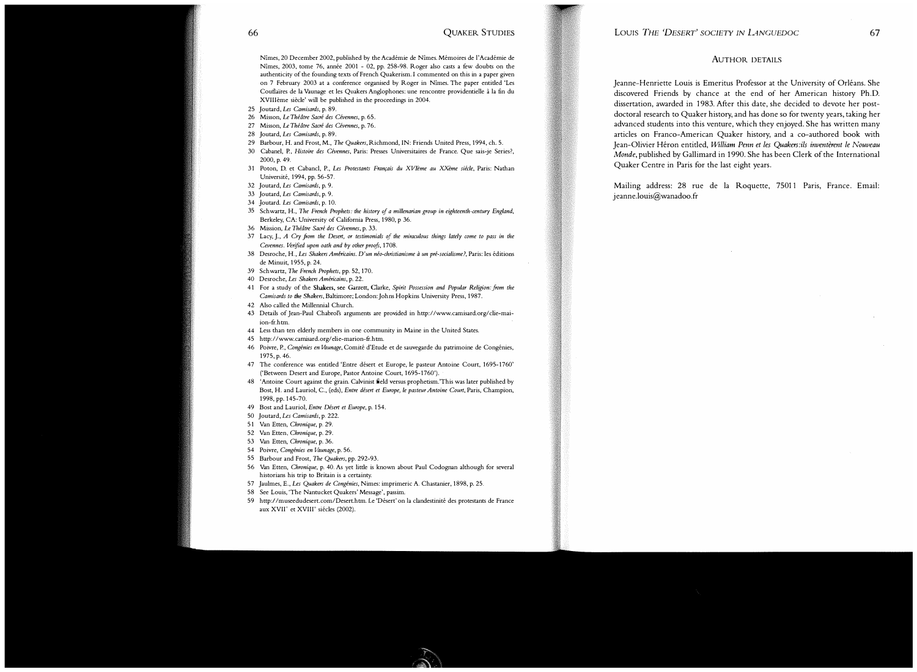Nîmes, 20 December 2002, published by the Académie de Nîmes. Mémoires de l'Académie de Nîmes, 2003, tome 76, année 2001 - 02, pp. 258-98. Roger also casts a few doubts on the authenticity of the founding texts of French Quakerism. I commented on this in a paper given on 7 February 2003 at a conference organised by Roger in Nîmes. The paper entitled 'Les Couflaïres de la Vaunage et les Quakers Anglophones: une rencontre providentielle à la fin du XVIIIème siècle' will be published in the proceedings in 2004.

25 Joutard, *Les Camisards*, p. 89.
26 Misson, *Le Théâtre Sacré des Cévennes*, p. 65.
27 Misson, *Le Théâtre Sacré des Cévennes*, p. 76.
28 Joutard, *Les Camisards*, p. 89.
29 Barbour, H. and Frost, M., *The Quakers*, Richmond, IN: Friends United Press, 1994, ch. 5.
30 Cabanel, P., *Histoire des Cévennes*, Paris: Presses Universitaires de France. Que sais-je Series?, 2000, p. 49.
31 Poton, D. et Cabanel, P., *Les Protestants Français du XVIème au XXème siècle*, Paris: Nathan Université, 1994, pp. 56-57.
32 Joutard, *Les Camisards*, p. 9.
33 Joutard, *Les Camisards*, p. 9.
34 Joutard. *Les Camisards*, p. 10.
35 Schwartz, H., *The French Prophets: the history of a millenarian group in eighteenth-century England*, Berkeley, CA: University of California Press, 1980, p 36.
36 Mission, *Le Théâtre Sacré des Cévennes*, p. 33.
37 Lacy, J., *A Cry from the Desert, or testimonials of the miraculous things lately come to pass in the Cevennes. Verified upon oath and by other proofs*, 1708.
38 Desroche, H., *Les Shakers Américains. D'un néo-christianisme à un pré-socialisme?*, Paris: les éditions de Minuit, 1955, p. 24.
39 Schwartz, *The French Prophets*, pp. 52, 170.
40 Desroche, *Les Shakers Américains*, p. 22.
41 For a study of the Shakers, see Garrett, Clarke, *Spirit Possession and Popular Religion: from the Camisards to the Shakers*, Baltimore; London: Johns Hopkins University Press, 1987.
42 Also called the Millennial Church.
43 Details of Jean-Paul Chabrol's arguments are provided in http://www.camisard.org/clie-mai-ion-fr.htm.
44 Less than ten elderly members in one community in Maine in the United States.
45 http://www.camisard.org/elie-marion-fr.htm.
46 Poivre, P., *Congénies en Vaunage*, Comité d'Etude et de sauvegarde du patrimoine de Congénies, 1975, p. 46.
47 The conference was entitled 'Entre désert et Europe, le pasteur Antoine Court, 1695-1760' ('Between Desert and Europe, Pastor Antoine Court, 1695-1760').
48 'Antoine Court against the grain. Calvinist field versus prophetism.' This was later published by Bost, H. and Lauriol, C., (eds), *Entre désert et Europe, le pasteur Antoine Court*, Paris, Champion, 1998, pp. 145-70.
49 Bost and Lauriol, *Entre Désert et Europe*, p. 154.
50 Joutard, *Les Camisards*, p. 222.
51 Van Etten, *Chronique*, p. 29.
52 Van Etten, *Chronique*, p. 29.
53 Van Etten, *Chronique*, p. 36.
54 Poivre, *Congénies en Vaunage*, p. 56.
55 Barbour and Frost, *The Quakers*, pp. 292-93.
56 Van Etten, *Chronique*, p. 40. As yet little is known about Paul Codognan although for several historians his trip to Britain is a certainty.
57 Jaulmes, E., *Les Quakers de Congénies*, Nimes: imprimerie A. Chastanier, 1898, p. 25.
58 See Louis, 'The Nantucket Quakers' Message', passim.
59 http://museedudesert.com/Desert.htm. Le 'Désert' on la clandestinité des protestants de France aux XVII° et XVIII° siécles (2002).

## Author Details

Jeanne-Henriette Louis is Emeritus Professor at the University of Orléans. She discovered Friends by chance at the end of her American history Ph.D. dissertation, awarded in 1983. After this date, she decided to devote her post-doctoral research to Quaker history, and has done so for twenty years, taking her advanced students into this venture, which they enjoyed. She has written many articles on Franco-American Quaker history, and a co-authored book with Jean-Olivier Héron entitled, *William Penn et les Quakers:ils inventèrent le Nouveau Monde*, published by Gallimard in 1990. She has been Clerk of the International Quaker Centre in Paris for the last eight years.

Mailing address: 28 rue de la Roquette, 75011 Paris, France. Email: jeanne.louis@wanadoo.fr